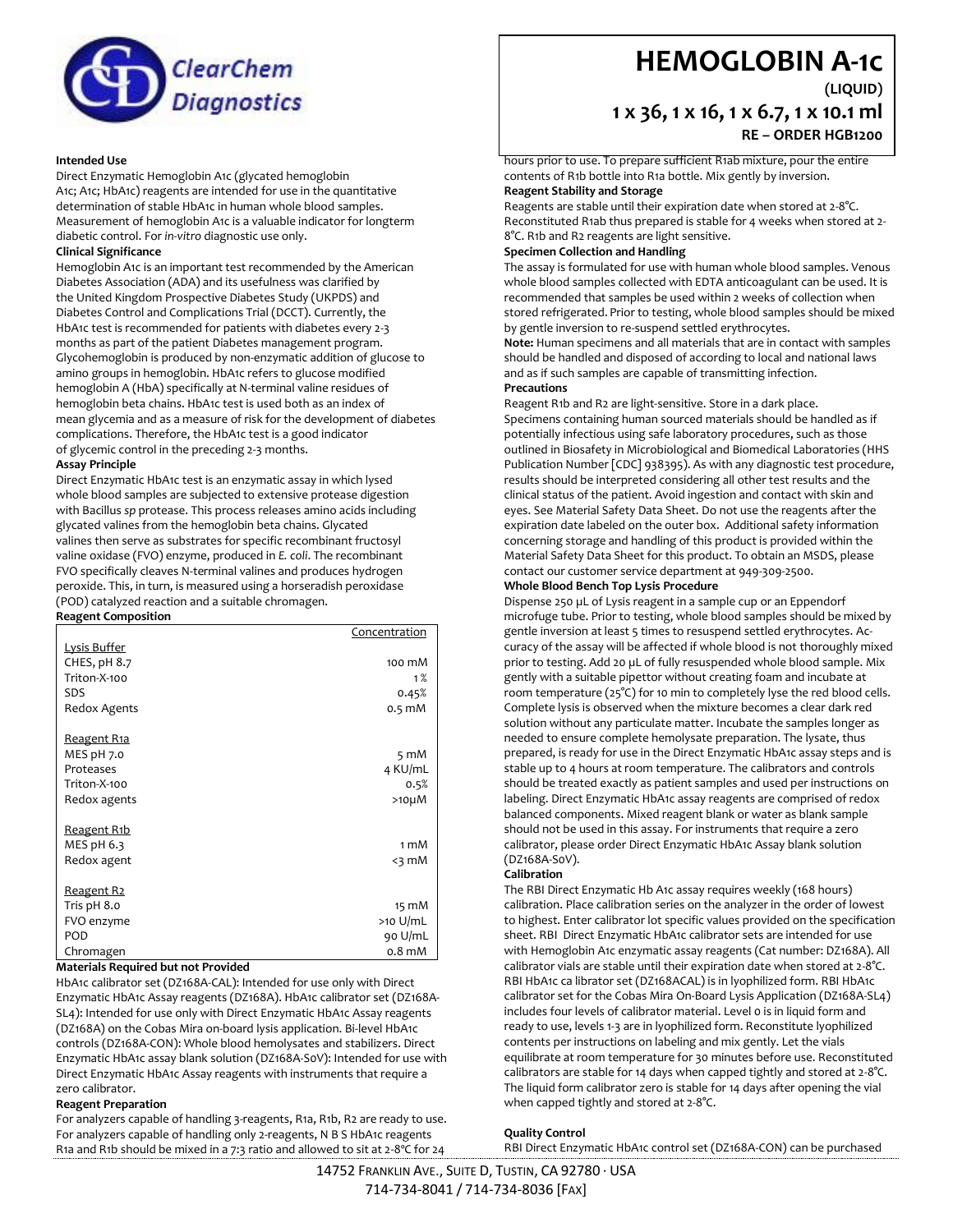ClearChem Diagnostics

# HEMOGLOBIN A-1c

**(LIQUID)**

**1 x 36, 1 x 16, 1 x 6.7, 1 x 10.1 ml**

**RE – ORDER HGB1200**

**Intended Use**

Direct Enzymatic Hemoglobin A1c (glycated hemoglobin A1c; A1c; HbA1c) reagents are intended for use in the quantitative determination of stable HbA1c in human whole blood samples. Measurement of hemoglobin A1c is a valuable indicator for longterm diabetic control. For *in-vitro* diagnostic use only.

**Clinical Significance**

Hemoglobin A1c is an important test recommended by the American Diabetes Association (ADA) and its usefulness was clarified by the United Kingdom Prospective Diabetes Study (UKPDS) and Diabetes Control and Complications Trial (DCCT). Currently, the HbA1c test is recommended for patients with diabetes every 2-3 months as part of the patient Diabetes management program. Glycohemoglobin is produced by non-enzymatic addition of glucose to amino groups in hemoglobin. HbA1c refers to glucose modified hemoglobin A (HbA) specifically at N-terminal valine residues of hemoglobin beta chains. HbA1c test is used both as an index of mean glycemia and as a measure of risk for the development of diabetes complications. Therefore, the HbA1c test is a good indicator of glycemic control in the preceding 2-3 months.

**Assay Principle**

Direct Enzymatic HbA1c test is an enzymatic assay in which lysed whole blood samples are subjected to extensive protease digestion with Bacillus *sp* protease. This process releases amino acids including glycated valines from the hemoglobin beta chains. Glycated valines then serve as substrates for specific recombinant fructosyl valine oxidase (FVO) enzyme, produced in *E. coli*. The recombinant FVO specifically cleaves N-terminal valines and produces hydrogen peroxide. This, in turn, is measured using a horseradish peroxidase (POD) catalyzed reaction and a suitable chromagen.

**Reagent Composition**

| | Concentration |
|---|---|
| Lysis Buffer | |
| CHES, pH 8.7 | 100 mM |
| Triton-X-100 | 1 % |
| SDS | 0.45% |
| Redox Agents | 0.5 mM |
| Reagent R1a | |
| MES pH 7.0 | 5 mM |
| Proteases | 4 KU/mL |
| Triton-X-100 | 0.5% |
| Redox agents | >10μM |
| Reagent R1b | |
| MES pH 6.3 | 1 mM |
| Redox agent | <3 mM |
| Reagent R2 | |
| Tris pH 8.0 | 15 mM |
| FVO enzyme | >10 U/mL |
| POD | 90 U/mL |
| Chromagen | 0.8 mM |

**Materials Required but not Provided**

HbA1c calibrator set (DZ168A-CAL): Intended for use only with Direct Enzymatic HbA1c Assay reagents (DZ168A). HbA1c calibrator set (DZ168A-SL4): Intended for use only with Direct Enzymatic HbA1c Assay reagents (DZ168A) on the Cobas Mira on-board lysis application. Bi-level HbA1c controls (DZ168A-CON): Whole blood hemolysates and stabilizers. Direct Enzymatic HbA1c assay blank solution (DZ168A-S0V): Intended for use with Direct Enzymatic HbA1c Assay reagents with instruments that require a zero calibrator.

**Reagent Preparation**

For analyzers capable of handling 3-reagents, R1a, R1b, R2 are ready to use. For analyzers capable of handling only 2-reagents, N B S HbA1c reagents R1a and R1b should be mixed in a 7:3 ratio and allowed to sit at 2-8°C for 24 hours prior to use. To prepare sufficient R1ab mixture, pour the entire contents of R1b bottle into R1a bottle. Mix gently by inversion.

**Reagent Stability and Storage**

Reagents are stable until their expiration date when stored at 2-8°C. Reconstituted R1ab thus prepared is stable for 4 weeks when stored at 2-8°C. R1b and R2 reagents are light sensitive.

**Specimen Collection and Handling**

The assay is formulated for use with human whole blood samples. Venous whole blood samples collected with EDTA anticoagulant can be used. It is recommended that samples be used within 2 weeks of collection when stored refrigerated. Prior to testing, whole blood samples should be mixed by gentle inversion to re-suspend settled erythrocytes.

**Note:** Human specimens and all materials that are in contact with samples should be handled and disposed of according to local and national laws and as if such samples are capable of transmitting infection.

**Precautions**

Reagent R1b and R2 are light-sensitive. Store in a dark place. Specimens containing human sourced materials should be handled as if potentially infectious using safe laboratory procedures, such as those outlined in Biosafety in Microbiological and Biomedical Laboratories (HHS Publication Number [CDC] 938395). As with any diagnostic test procedure, results should be interpreted considering all other test results and the clinical status of the patient. Avoid ingestion and contact with skin and eyes. See Material Safety Data Sheet. Do not use the reagents after the expiration date labeled on the outer box. Additional safety information concerning storage and handling of this product is provided within the Material Safety Data Sheet for this product. To obtain an MSDS, please contact our customer service department at 949-309-2500.

**Whole Blood Bench Top Lysis Procedure**

Dispense 250 μL of Lysis reagent in a sample cup or an Eppendorf microfuge tube. Prior to testing, whole blood samples should be mixed by gentle inversion at least 5 times to resuspend settled erythrocytes. Accuracy of the assay will be affected if whole blood is not thoroughly mixed prior to testing. Add 20 μL of fully resuspended whole blood sample. Mix gently with a suitable pipettor without creating foam and incubate at room temperature (25°C) for 10 min to completely lyse the red blood cells. Complete lysis is observed when the mixture becomes a clear dark red solution without any particulate matter. Incubate the samples longer as needed to ensure complete hemolysate preparation. The lysate, thus prepared, is ready for use in the Direct Enzymatic HbA1c assay steps and is stable up to 4 hours at room temperature. The calibrators and controls should be treated exactly as patient samples and used per instructions on labeling. Direct Enzymatic HbA1c assay reagents are comprised of redox balanced components. Mixed reagent blank or water as blank sample should not be used in this assay. For instruments that require a zero calibrator, please order Direct Enzymatic HbA1c Assay blank solution (DZ168A-S0V).

**Calibration**

The RBI Direct Enzymatic Hb A1c assay requires weekly (168 hours) calibration. Place calibration series on the analyzer in the order of lowest to highest. Enter calibrator lot specific values provided on the specification sheet. RBI Direct Enzymatic HbA1c calibrator sets are intended for use with Hemoglobin A1c enzymatic assay reagents (Cat number: DZ168A). All calibrator vials are stable until their expiration date when stored at 2-8°C. RBI HbA1c ca librator set (DZ168ACAL) is in lyophilized form. RBI HbA1c calibrator set for the Cobas Mira On-Board Lysis Application (DZ168A-SL4) includes four levels of calibrator material. Level 0 is in liquid form and ready to use, levels 1-3 are in lyophilized form. Reconstitute lyophilized contents per instructions on labeling and mix gently. Let the vials equilibrate at room temperature for 30 minutes before use. Reconstituted calibrators are stable for 14 days when capped tightly and stored at 2-8°C. The liquid form calibrator zero is stable for 14 days after opening the vial when capped tightly and stored at 2-8°C.

**Quality Control**

RBI Direct Enzymatic HbA1c control set (DZ168A-CON) can be purchased

14752 Franklin Ave., Suite D, Tustin, CA 92780 · USA
714-734-8041 / 714-734-8036 [Fax]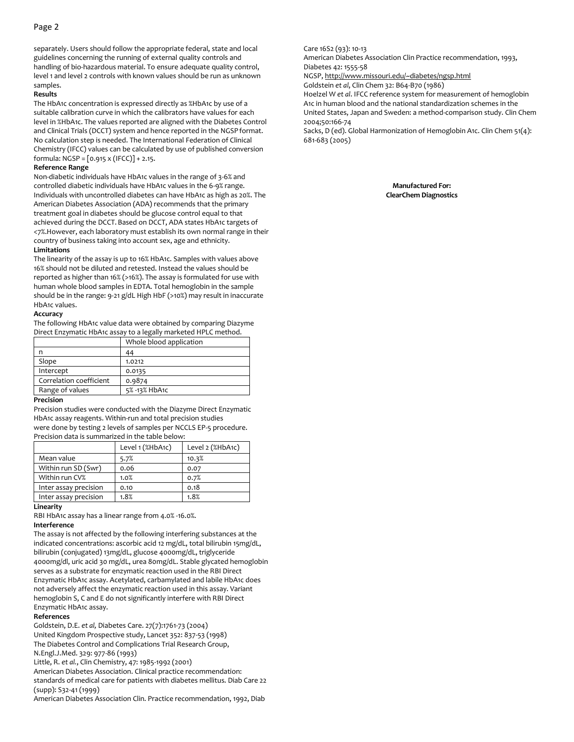separately. Users should follow the appropriate federal, state and local guidelines concerning the running of external quality controls and handling of bio-hazardous material. To ensure adequate quality control, level 1 and level 2 controls with known values should be run as unknown samples.

**Results**

The HbA1c concentration is expressed directly as %HbA1c by use of a suitable calibration curve in which the calibrators have values for each level in %HbA1c. The values reported are aligned with the Diabetes Control and Clinical Trials (DCCT) system and hence reported in the NGSP format. No calculation step is needed. The International Federation of Clinical Chemistry (IFCC) values can be calculated by use of published conversion formula: NGSP = [0.915 x (IFCC)] + 2.15.

**Reference Range**

Non-diabetic individuals have HbA1c values in the range of 3-6% and controlled diabetic individuals have HbA1c values in the 6-9% range. Individuals with uncontrolled diabetes can have HbA1c as high as 20%. The American Diabetes Association (ADA) recommends that the primary treatment goal in diabetes should be glucose control equal to that achieved during the DCCT. Based on DCCT, ADA states HbA1c targets of <7%.However, each laboratory must establish its own normal range in their country of business taking into account sex, age and ethnicity.

**Limitations**

The linearity of the assay is up to 16% HbA1c. Samples with values above 16% should not be diluted and retested. Instead the values should be reported as higher than 16% (>16%). The assay is formulated for use with human whole blood samples in EDTA. Total hemoglobin in the sample should be in the range: 9-21 g/dL High HbF (>10%) may result in inaccurate HbA1c values.

**Accuracy**

The following HbA1c value data were obtained by comparing Diazyme Direct Enzymatic HbA1c assay to a legally marketed HPLC method.

| | Whole blood application |
|---|---|
| n | 44 |
| Slope | 1.0212 |
| Intercept | 0.0135 |
| Correlation coefficient | 0.9874 |
| Range of values | 5% -13% HbA1c |

**Precision**

Precision studies were conducted with the Diazyme Direct Enzymatic HbA1c assay reagents. Within-run and total precision studies were done by testing 2 levels of samples per NCCLS EP-5 procedure. Precision data is summarized in the table below:

| | Level 1 (%HbA1c) | Level 2 (%HbA1c) |
|---|---|---|
| Mean value | 5.7% | 10.3% |
| Within run SD (Swr) | 0.06 | 0.07 |
| Within run CV% | 1.0% | 0.7% |
| Inter assay precision | 0.10 | 0.18 |
| Inter assay precision | 1.8% | 1.8% |

**Linearity**

RBI HbA1c assay has a linear range from 4.0% -16.0%.

**Interference**

The assay is not affected by the following interfering substances at the indicated concentrations: ascorbic acid 12 mg/dL, total bilirubin 15mg/dL, bilirubin (conjugated) 13mg/dL, glucose 4000mg/dL, triglyceride 4000mg/dl, uric acid 30 mg/dL, urea 80mg/dL. Stable glycated hemoglobin serves as a substrate for enzymatic reaction used in the RBI Direct Enzymatic HbA1c assay. Acetylated, carbamylated and labile HbA1c does not adversely affect the enzymatic reaction used in this assay. Variant hemoglobin S, C and E do not significantly interfere with RBI Direct Enzymatic HbA1c assay.

**References**

Goldstein, D.E. *et al*, Diabetes Care. 27(7):1761-73 (2004)
United Kingdom Prospective study, Lancet 352: 837-53 (1998)
The Diabetes Control and Complications Trial Research Group, N.Engl.J.Med. 329: 977-86 (1993)
Little, R. *et al.*, Clin Chemistry, 47: 1985-1992 (2001)
American Diabetes Association. Clinical practice recommendation: standards of medical care for patients with diabetes mellitus. Diab Care 22 (supp): S32-41 (1999)
American Diabetes Association Clin. Practice recommendation, 1992, Diab Care 16S2 (93): 10-13
American Diabetes Association Clin Practice recommendation, 1993, Diabetes 42: 1555-58
NGSP, http://www.missouri.edu/~diabetes/ngsp.html
Goldstein *et al*, Clin Chem 32: B64-B70 (1986)
Hoelzel W *et al*. IFCC reference system for measurement of hemoglobin A1c in human blood and the national standardization schemes in the United States, Japan and Sweden: a method-comparison study. Clin Chem 2004;50:166-74
Sacks, D (ed). Global Harmonization of Hemoglobin A1c. Clin Chem 51(4): 681-683 (2005)

**Manufactured For:**
**ClearChem Diagnostics**